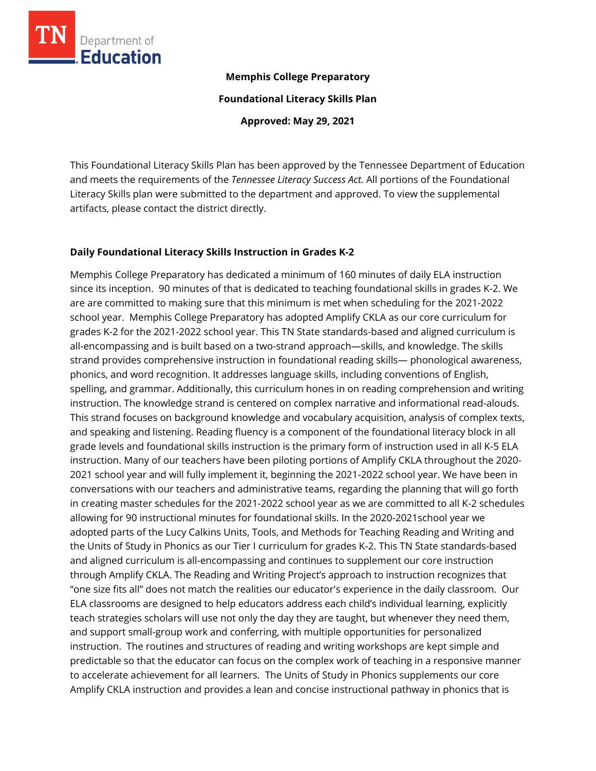**Memphis College Preparatory**

**Foundational Literacy Skills Plan**

**Approved: May 29, 2021**

This Foundational Literacy Skills Plan has been approved by the Tennessee Department of Education and meets the requirements of the *Tennessee Literacy Success Act.* All portions of the Foundational Literacy Skills plan were submitted to the department and approved. To view the supplemental artifacts, please contact the district directly.

## Daily Foundational Literacy Skills Instruction in Grades K-2

Memphis College Preparatory has dedicated a minimum of 160 minutes of daily ELA instruction since its inception. 90 minutes of that is dedicated to teaching foundational skills in grades K-2. We are are committed to making sure that this minimum is met when scheduling for the 2021-2022 school year. Memphis College Preparatory has adopted Amplify CKLA as our core curriculum for grades K-2 for the 2021-2022 school year. This TN State standards-based and aligned curriculum is all-encompassing and is built based on a two-strand approach—skills, and knowledge. The skills strand provides comprehensive instruction in foundational reading skills— phonological awareness, phonics, and word recognition. It addresses language skills, including conventions of English, spelling, and grammar. Additionally, this curriculum hones in on reading comprehension and writing instruction. The knowledge strand is centered on complex narrative and informational read-alouds. This strand focuses on background knowledge and vocabulary acquisition, analysis of complex texts, and speaking and listening. Reading fluency is a component of the foundational literacy block in all grade levels and foundational skills instruction is the primary form of instruction used in all K-5 ELA instruction. Many of our teachers have been piloting portions of Amplify CKLA throughout the 2020-2021 school year and will fully implement it, beginning the 2021-2022 school year. We have been in conversations with our teachers and administrative teams, regarding the planning that will go forth in creating master schedules for the 2021-2022 school year as we are committed to all K-2 schedules allowing for 90 instructional minutes for foundational skills. In the 2020-2021school year we adopted parts of the Lucy Calkins Units, Tools, and Methods for Teaching Reading and Writing and the Units of Study in Phonics as our Tier I curriculum for grades K-2. This TN State standards-based and aligned curriculum is all-encompassing and continues to supplement our core instruction through Amplify CKLA. The Reading and Writing Project's approach to instruction recognizes that "one size fits all" does not match the realities our educator's experience in the daily classroom. Our ELA classrooms are designed to help educators address each child's individual learning, explicitly teach strategies scholars will use not only the day they are taught, but whenever they need them, and support small-group work and conferring, with multiple opportunities for personalized instruction. The routines and structures of reading and writing workshops are kept simple and predictable so that the educator can focus on the complex work of teaching in a responsive manner to accelerate achievement for all learners. The Units of Study in Phonics supplements our core Amplify CKLA instruction and provides a lean and concise instructional pathway in phonics that is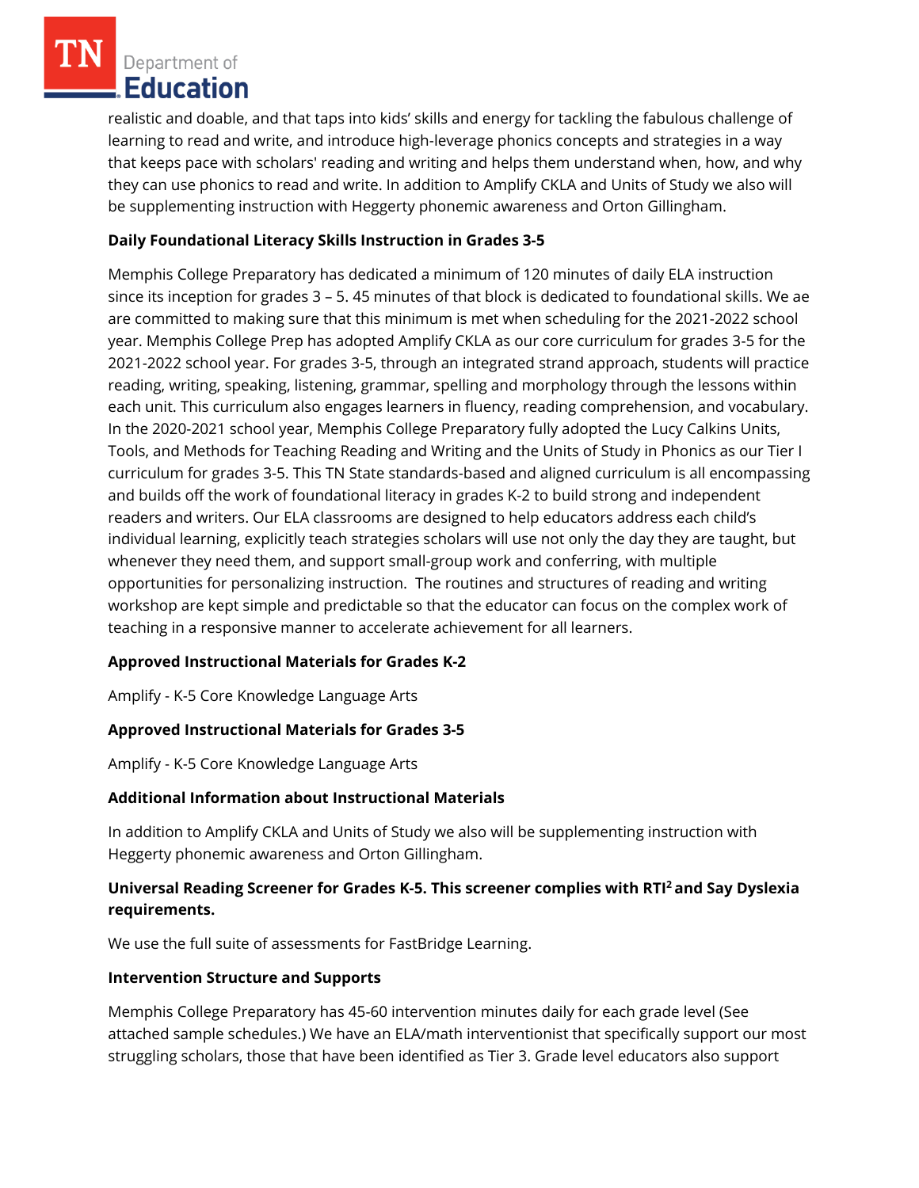realistic and doable, and that taps into kids' skills and energy for tackling the fabulous challenge of learning to read and write, and introduce high-leverage phonics concepts and strategies in a way that keeps pace with scholars' reading and writing and helps them understand when, how, and why they can use phonics to read and write. In addition to Amplify CKLA and Units of Study we also will be supplementing instruction with Heggerty phonemic awareness and Orton Gillingham.

**Daily Foundational Literacy Skills Instruction in Grades 3-5**

Memphis College Preparatory has dedicated a minimum of 120 minutes of daily ELA instruction since its inception for grades 3 – 5. 45 minutes of that block is dedicated to foundational skills. We ae are committed to making sure that this minimum is met when scheduling for the 2021-2022 school year. Memphis College Prep has adopted Amplify CKLA as our core curriculum for grades 3-5 for the 2021-2022 school year. For grades 3-5, through an integrated strand approach, students will practice reading, writing, speaking, listening, grammar, spelling and morphology through the lessons within each unit. This curriculum also engages learners in fluency, reading comprehension, and vocabulary. In the 2020-2021 school year, Memphis College Preparatory fully adopted the Lucy Calkins Units, Tools, and Methods for Teaching Reading and Writing and the Units of Study in Phonics as our Tier I curriculum for grades 3-5. This TN State standards-based and aligned curriculum is all encompassing and builds off the work of foundational literacy in grades K-2 to build strong and independent readers and writers. Our ELA classrooms are designed to help educators address each child's individual learning, explicitly teach strategies scholars will use not only the day they are taught, but whenever they need them, and support small-group work and conferring, with multiple opportunities for personalizing instruction. The routines and structures of reading and writing workshop are kept simple and predictable so that the educator can focus on the complex work of teaching in a responsive manner to accelerate achievement for all learners.

**Approved Instructional Materials for Grades K-2**

Amplify - K-5 Core Knowledge Language Arts

**Approved Instructional Materials for Grades 3-5**

Amplify - K-5 Core Knowledge Language Arts

**Additional Information about Instructional Materials**

In addition to Amplify CKLA and Units of Study we also will be supplementing instruction with Heggerty phonemic awareness and Orton Gillingham.

**Universal Reading Screener for Grades K-5. This screener complies with RTI[2] and Say Dyslexia requirements.**

We use the full suite of assessments for FastBridge Learning.

**Intervention Structure and Supports**

Memphis College Preparatory has 45-60 intervention minutes daily for each grade level (See attached sample schedules.) We have an ELA/math interventionist that specifically support our most struggling scholars, those that have been identified as Tier 3. Grade level educators also support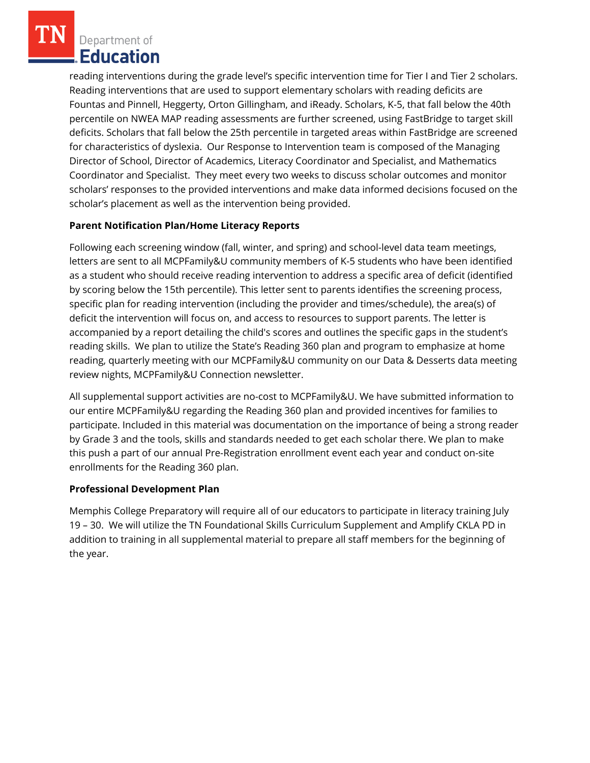reading interventions during the grade level's specific intervention time for Tier I and Tier 2 scholars. Reading interventions that are used to support elementary scholars with reading deficits are Fountas and Pinnell, Heggerty, Orton Gillingham, and iReady. Scholars, K-5, that fall below the 40th percentile on NWEA MAP reading assessments are further screened, using FastBridge to target skill deficits. Scholars that fall below the 25th percentile in targeted areas within FastBridge are screened for characteristics of dyslexia. Our Response to Intervention team is composed of the Managing Director of School, Director of Academics, Literacy Coordinator and Specialist, and Mathematics Coordinator and Specialist. They meet every two weeks to discuss scholar outcomes and monitor scholars' responses to the provided interventions and make data informed decisions focused on the scholar's placement as well as the intervention being provided.

**Parent Notification Plan/Home Literacy Reports**

Following each screening window (fall, winter, and spring) and school-level data team meetings, letters are sent to all MCPFamily&U community members of K-5 students who have been identified as a student who should receive reading intervention to address a specific area of deficit (identified by scoring below the 15th percentile). This letter sent to parents identifies the screening process, specific plan for reading intervention (including the provider and times/schedule), the area(s) of deficit the intervention will focus on, and access to resources to support parents. The letter is accompanied by a report detailing the child's scores and outlines the specific gaps in the student's reading skills. We plan to utilize the State's Reading 360 plan and program to emphasize at home reading, quarterly meeting with our MCPFamily&U community on our Data & Desserts data meeting review nights, MCPFamily&U Connection newsletter.

All supplemental support activities are no-cost to MCPFamily&U. We have submitted information to our entire MCPFamily&U regarding the Reading 360 plan and provided incentives for families to participate. Included in this material was documentation on the importance of being a strong reader by Grade 3 and the tools, skills and standards needed to get each scholar there. We plan to make this push a part of our annual Pre-Registration enrollment event each year and conduct on-site enrollments for the Reading 360 plan.

**Professional Development Plan**

Memphis College Preparatory will require all of our educators to participate in literacy training July 19 – 30. We will utilize the TN Foundational Skills Curriculum Supplement and Amplify CKLA PD in addition to training in all supplemental material to prepare all staff members for the beginning of the year.